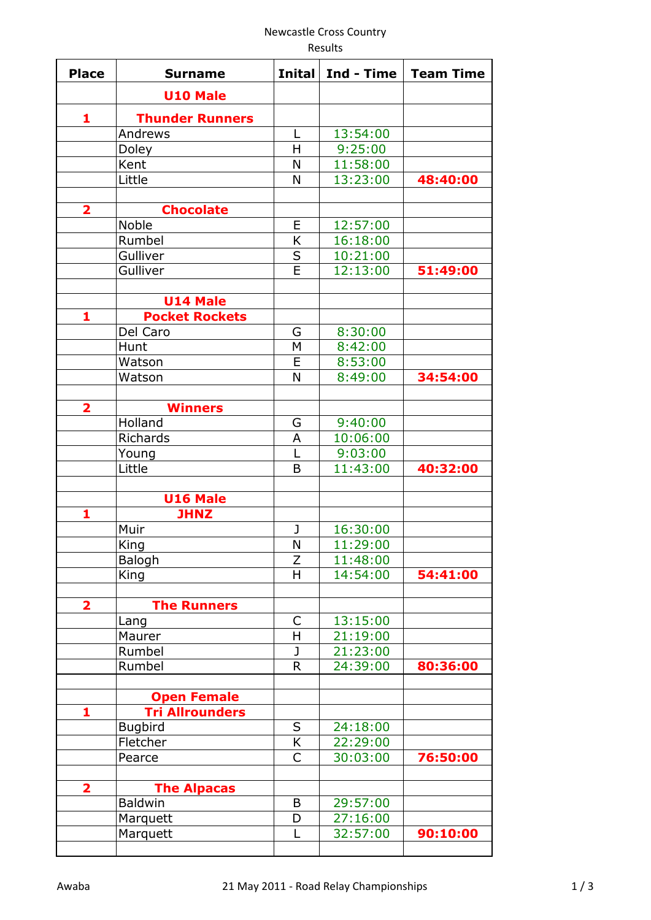Newcastle Cross Country

Results

| Place | Surname | Inital | Ind - Time | Team Time |
| --- | --- | --- | --- | --- |
| | **U10 Male** | | | |
| **1** | **Thunder Runners** | | | |
| | Andrews | L | 13:54:00 | |
| | Doley | H | 9:25:00 | |
| | Kent | N | 11:58:00 | |
| | Little | N | 13:23:00 | **48:40:00** |
| | | | | |
| **2** | **Chocolate** | | | |
| | Noble | E | 12:57:00 | |
| | Rumbel | K | 16:18:00 | |
| | Gulliver | S | 10:21:00 | |
| | Gulliver | E | 12:13:00 | **51:49:00** |
| | | | | |
| | **U14 Male** | | | |
| **1** | **Pocket Rockets** | | | |
| | Del Caro | G | 8:30:00 | |
| | Hunt | M | 8:42:00 | |
| | Watson | E | 8:53:00 | |
| | Watson | N | 8:49:00 | **34:54:00** |
| | | | | |
| **2** | **Winners** | | | |
| | Holland | G | 9:40:00 | |
| | Richards | A | 10:06:00 | |
| | Young | L | 9:03:00 | |
| | Little | B | 11:43:00 | **40:32:00** |
| | | | | |
| | **U16 Male** | | | |
| **1** | **JHNZ** | | | |
| | Muir | J | 16:30:00 | |
| | King | N | 11:29:00 | |
| | Balogh | Z | 11:48:00 | |
| | King | H | 14:54:00 | **54:41:00** |
| | | | | |
| **2** | **The Runners** | | | |
| | Lang | C | 13:15:00 | |
| | Maurer | H | 21:19:00 | |
| | Rumbel | J | 21:23:00 | |
| | Rumbel | R | 24:39:00 | **80:36:00** |
| | | | | |
| | **Open Female** | | | |
| **1** | **Tri Allrounders** | | | |
| | Bugbird | S | 24:18:00 | |
| | Fletcher | K | 22:29:00 | |
| | Pearce | C | 30:03:00 | **76:50:00** |
| | | | | |
| **2** | **The Alpacas** | | | |
| | Baldwin | B | 29:57:00 | |
| | Marquett | D | 27:16:00 | |
| | Marquett | L | 32:57:00 | **90:10:00** |
| | | | | |

Awaba

21 May 2011 - Road Relay Championships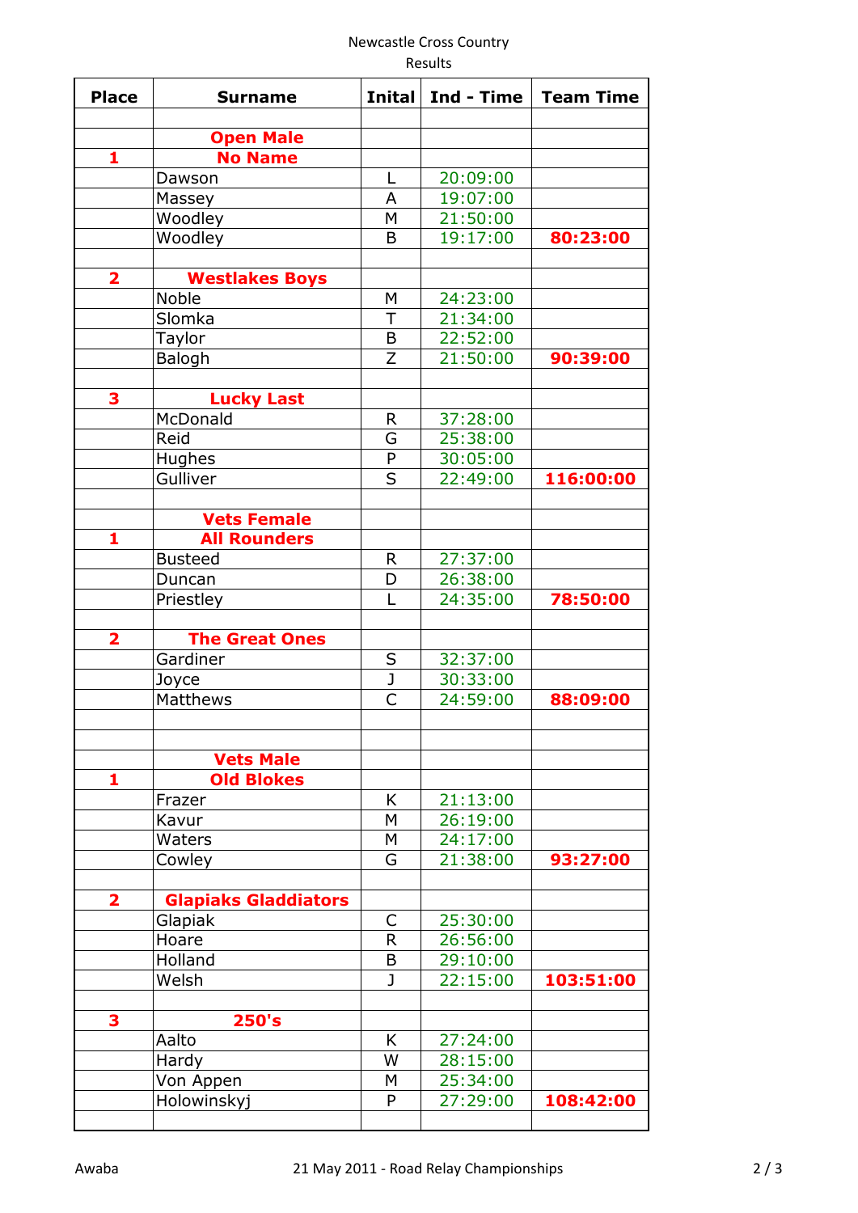Newcastle Cross Country

Results

| Place | Surname | Inital | Ind - Time | Team Time |
|---|---|---|---|---|
| | | | | |
| | **Open Male** | | | |
| **1** | **No Name** | | | |
| | Dawson | L | 20:09:00 | |
| | Massey | A | 19:07:00 | |
| | Woodley | M | 21:50:00 | |
| | Woodley | B | 19:17:00 | **80:23:00** |
| | | | | |
| **2** | **Westlakes Boys** | | | |
| | Noble | M | 24:23:00 | |
| | Slomka | T | 21:34:00 | |
| | Taylor | B | 22:52:00 | |
| | Balogh | Z | 21:50:00 | **90:39:00** |
| | | | | |
| **3** | **Lucky Last** | | | |
| | McDonald | R | 37:28:00 | |
| | Reid | G | 25:38:00 | |
| | Hughes | P | 30:05:00 | |
| | Gulliver | S | 22:49:00 | **116:00:00** |
| | | | | |
| | **Vets Female** | | | |
| **1** | **All Rounders** | | | |
| | Busteed | R | 27:37:00 | |
| | Duncan | D | 26:38:00 | |
| | Priestley | L | 24:35:00 | **78:50:00** |
| | | | | |
| **2** | **The Great Ones** | | | |
| | Gardiner | S | 32:37:00 | |
| | Joyce | J | 30:33:00 | |
| | Matthews | C | 24:59:00 | **88:09:00** |
| | | | | |
| | | | | |
| | **Vets Male** | | | |
| **1** | **Old Blokes** | | | |
| | Frazer | K | 21:13:00 | |
| | Kavur | M | 26:19:00 | |
| | Waters | M | 24:17:00 | |
| | Cowley | G | 21:38:00 | **93:27:00** |
| | | | | |
| **2** | **Glapiaks Gladdiators** | | | |
| | Glapiak | C | 25:30:00 | |
| | Hoare | R | 26:56:00 | |
| | Holland | B | 29:10:00 | |
| | Welsh | J | 22:15:00 | **103:51:00** |
| | | | | |
| **3** | **250's** | | | |
| | Aalto | K | 27:24:00 | |
| | Hardy | W | 28:15:00 | |
| | Von Appen | M | 25:34:00 | |
| | Holowinskyj | P | 27:29:00 | **108:42:00** |
| | | | | |

Awaba — 21 May 2011 - Road Relay Championships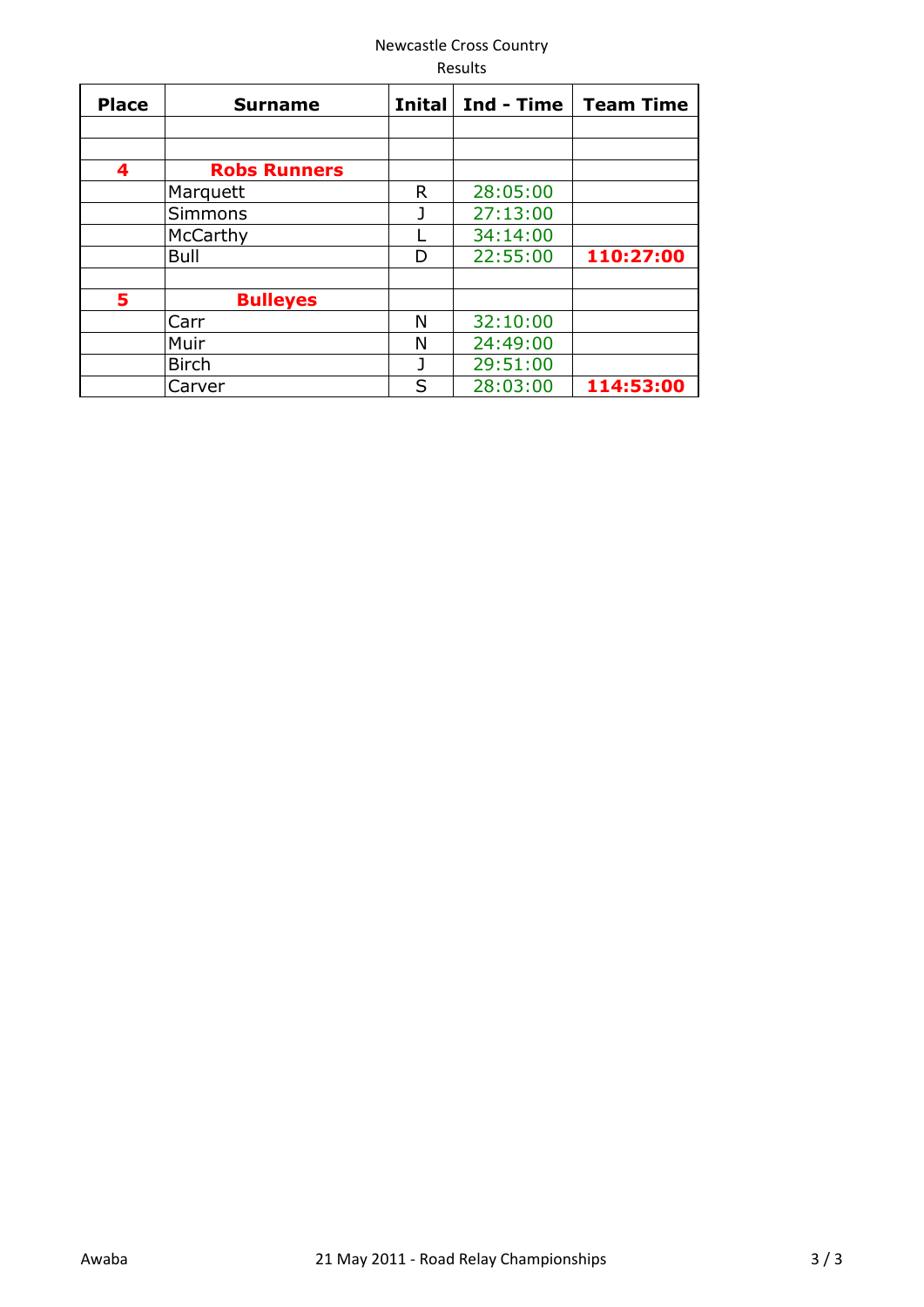Newcastle Cross Country
Results

| Place | Surname | Inital | Ind - Time | Team Time |
|---|---|---|---|---|
| | | | | |
| | | | | |
| **4** | **Robs Runners** | | | |
| | Marquett | R | 28:05:00 | |
| | Simmons | J | 27:13:00 | |
| | McCarthy | L | 34:14:00 | |
| | Bull | D | 22:55:00 | **110:27:00** |
| | | | | |
| **5** | **Bulleyes** | | | |
| | Carr | N | 32:10:00 | |
| | Muir | N | 24:49:00 | |
| | Birch | J | 29:51:00 | |
| | Carver | S | 28:03:00 | **114:53:00** |

Awaba — 21 May 2011 - Road Relay Championships